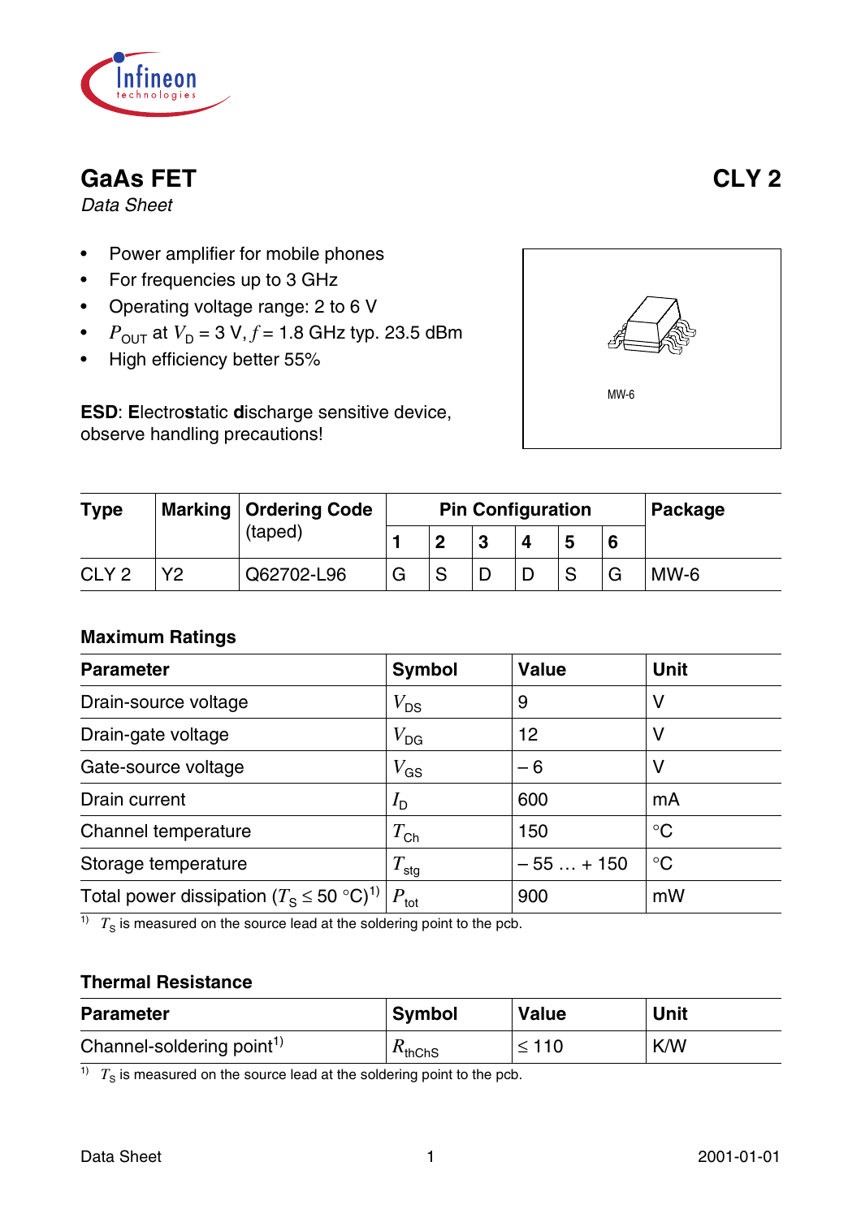# GaAs FET

**CLY 2**

*Data Sheet*

- Power amplifier for mobile phones
- For frequencies up to 3 GHz
- Operating voltage range: 2 to 6 V
- $P_{OUT}$ at $V_D$ = 3 V, $f$ = 1.8 GHz typ. 23.5 dBm
- High efficiency better 55%

**ESD**: **E**lectro**s**tatic **d**ischarge sensitive device, observe handling precautions!

MW-6

| Type | Marking | Ordering Code (taped) | Pin Configuration | | | | | | Package |
|---|---|---|---|---|---|---|---|---|---|
| | | | **1** | **2** | **3** | **4** | **5** | **6** | |
| CLY 2 | Y2 | Q62702-L96 | G | S | D | D | S | G | MW-6 |

### Maximum Ratings

| Parameter | Symbol | Value | Unit |
|---|---|---|---|
| Drain-source voltage | $V_{DS}$ | 9 | V |
| Drain-gate voltage | $V_{DG}$ | 12 | V |
| Gate-source voltage | $V_{GS}$ | – 6 | V |
| Drain current | $I_D$ | 600 | mA |
| Channel temperature | $T_{Ch}$ | 150 | °C |
| Storage temperature | $T_{stg}$ | – 55 … + 150 | °C |
| Total power dissipation ($T_S \leq 50$ °C)[1] | $P_{tot}$ | 900 | mW |

[1] $T_S$ is measured on the source lead at the soldering point to the pcb.

### Thermal Resistance

| Parameter | Symbol | Value | Unit |
|---|---|---|---|
| Channel-soldering point[1] | $R_{thChS}$ | ≤ 110 | K/W |

[1] $T_S$ is measured on the source lead at the soldering point to the pcb.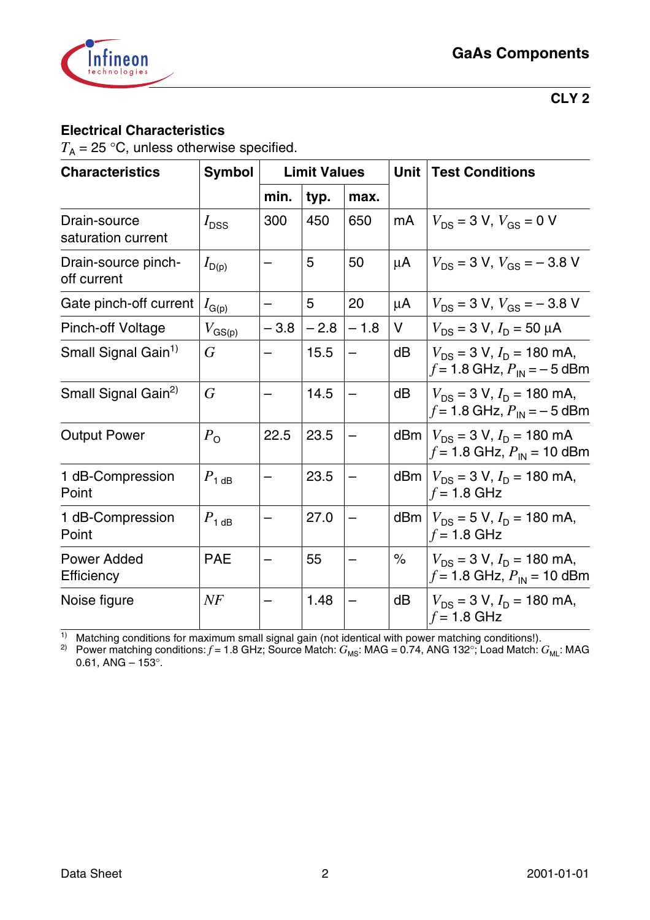## Electrical Characteristics

$T_A$ = 25 °C, unless otherwise specified.

| Characteristics | Symbol | Limit Values | | | Unit | Test Conditions |
|---|---|---|---|---|---|---|
| | | min. | typ. | max. | | |
| Drain-source saturation current | $I_{DSS}$ | 300 | 450 | 650 | mA | $V_{DS}$ = 3 V, $V_{GS}$ = 0 V |
| Drain-source pinch-off current | $I_{D(p)}$ | – | 5 | 50 | µA | $V_{DS}$ = 3 V, $V_{GS}$ = – 3.8 V |
| Gate pinch-off current | $I_{G(p)}$ | – | 5 | 20 | µA | $V_{DS}$ = 3 V, $V_{GS}$ = – 3.8 V |
| Pinch-off Voltage | $V_{GS(p)}$ | – 3.8 | – 2.8 | – 1.8 | V | $V_{DS}$ = 3 V, $I_D$ = 50 µA |
| Small Signal Gain[1] | $G$ | – | 15.5 | – | dB | $V_{DS}$ = 3 V, $I_D$ = 180 mA, $f$ = 1.8 GHz, $P_{IN}$ = – 5 dBm |
| Small Signal Gain[2] | $G$ | – | 14.5 | – | dB | $V_{DS}$ = 3 V, $I_D$ = 180 mA, $f$ = 1.8 GHz, $P_{IN}$ = – 5 dBm |
| Output Power | $P_O$ | 22.5 | 23.5 | – | dBm | $V_{DS}$ = 3 V, $I_D$ = 180 mA $f$ = 1.8 GHz, $P_{IN}$ = 10 dBm |
| 1 dB-Compression Point | $P_{1\,dB}$ | – | 23.5 | – | dBm | $V_{DS}$ = 3 V, $I_D$ = 180 mA, $f$ = 1.8 GHz |
| 1 dB-Compression Point | $P_{1\,dB}$ | – | 27.0 | – | dBm | $V_{DS}$ = 5 V, $I_D$ = 180 mA, $f$ = 1.8 GHz |
| Power Added Efficiency | PAE | – | 55 | – | % | $V_{DS}$ = 3 V, $I_D$ = 180 mA, $f$ = 1.8 GHz, $P_{IN}$ = 10 dBm |
| Noise figure | $NF$ | – | 1.48 | – | dB | $V_{DS}$ = 3 V, $I_D$ = 180 mA, $f$ = 1.8 GHz |

[1] Matching conditions for maximum small signal gain (not identical with power matching conditions!).

[2] Power matching conditions: $f$ = 1.8 GHz; Source Match: $G_{MS}$: MAG = 0.74, ANG 132°; Load Match: $G_{ML}$: MAG 0.61, ANG – 153°.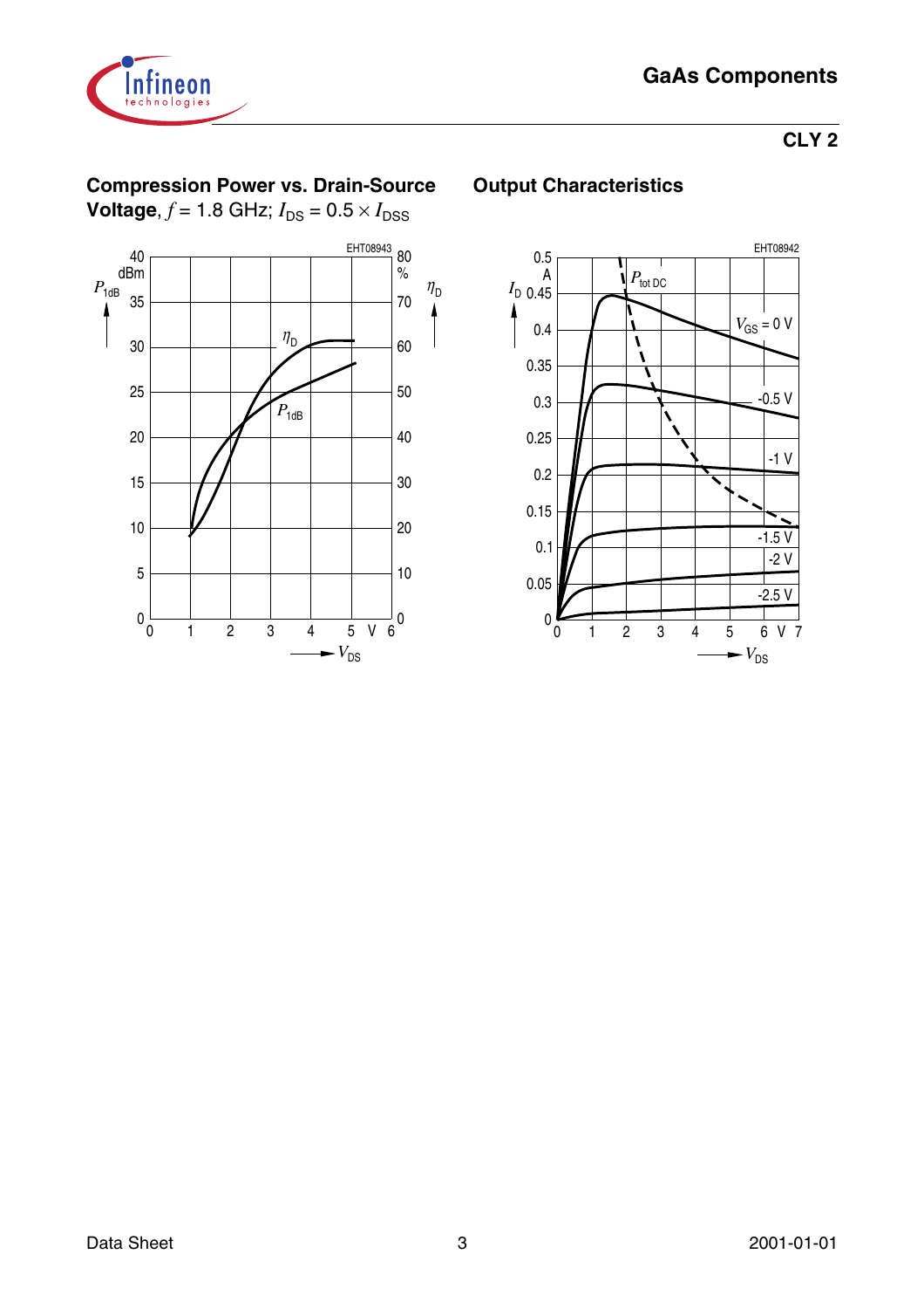## Compression Power vs. Drain-Source Voltage, $f$ = 1.8 GHz; $I_{DS}$ = 0.5 × $I_{DSS}$

## Output Characteristics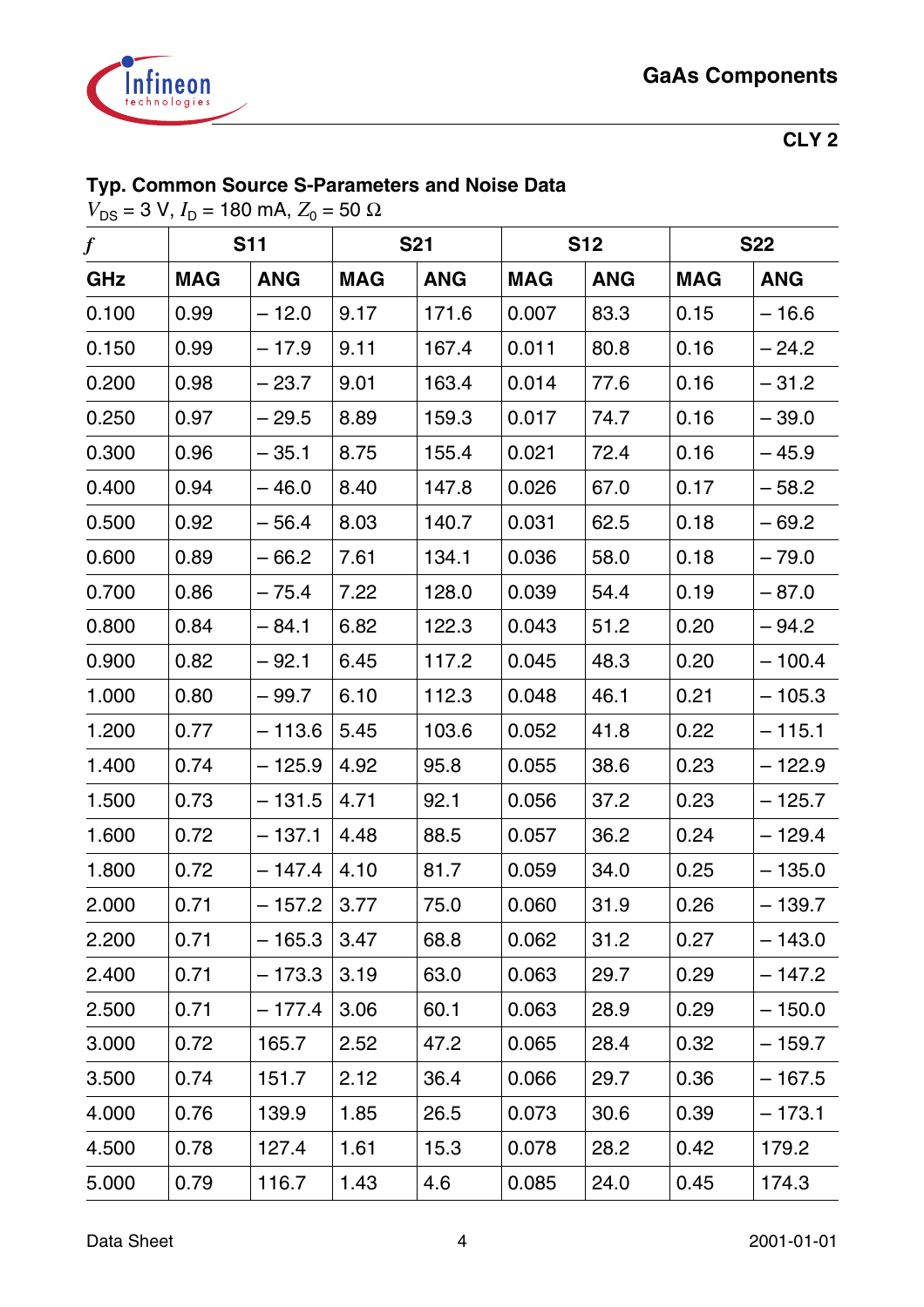## Typ. Common Source S-Parameters and Noise Data

$V_{DS}$ = 3 V, $I_D$ = 180 mA, $Z_0$ = 50 Ω

| $f$ | S11 | | S21 | | S12 | | S22 | |
|---|---|---|---|---|---|---|---|---|
| **GHz** | **MAG** | **ANG** | **MAG** | **ANG** | **MAG** | **ANG** | **MAG** | **ANG** |
| 0.100 | 0.99 | – 12.0 | 9.17 | 171.6 | 0.007 | 83.3 | 0.15 | – 16.6 |
| 0.150 | 0.99 | – 17.9 | 9.11 | 167.4 | 0.011 | 80.8 | 0.16 | – 24.2 |
| 0.200 | 0.98 | – 23.7 | 9.01 | 163.4 | 0.014 | 77.6 | 0.16 | – 31.2 |
| 0.250 | 0.97 | – 29.5 | 8.89 | 159.3 | 0.017 | 74.7 | 0.16 | – 39.0 |
| 0.300 | 0.96 | – 35.1 | 8.75 | 155.4 | 0.021 | 72.4 | 0.16 | – 45.9 |
| 0.400 | 0.94 | – 46.0 | 8.40 | 147.8 | 0.026 | 67.0 | 0.17 | – 58.2 |
| 0.500 | 0.92 | – 56.4 | 8.03 | 140.7 | 0.031 | 62.5 | 0.18 | – 69.2 |
| 0.600 | 0.89 | – 66.2 | 7.61 | 134.1 | 0.036 | 58.0 | 0.18 | – 79.0 |
| 0.700 | 0.86 | – 75.4 | 7.22 | 128.0 | 0.039 | 54.4 | 0.19 | – 87.0 |
| 0.800 | 0.84 | – 84.1 | 6.82 | 122.3 | 0.043 | 51.2 | 0.20 | – 94.2 |
| 0.900 | 0.82 | – 92.1 | 6.45 | 117.2 | 0.045 | 48.3 | 0.20 | – 100.4 |
| 1.000 | 0.80 | – 99.7 | 6.10 | 112.3 | 0.048 | 46.1 | 0.21 | – 105.3 |
| 1.200 | 0.77 | – 113.6 | 5.45 | 103.6 | 0.052 | 41.8 | 0.22 | – 115.1 |
| 1.400 | 0.74 | – 125.9 | 4.92 | 95.8 | 0.055 | 38.6 | 0.23 | – 122.9 |
| 1.500 | 0.73 | – 131.5 | 4.71 | 92.1 | 0.056 | 37.2 | 0.23 | – 125.7 |
| 1.600 | 0.72 | – 137.1 | 4.48 | 88.5 | 0.057 | 36.2 | 0.24 | – 129.4 |
| 1.800 | 0.72 | – 147.4 | 4.10 | 81.7 | 0.059 | 34.0 | 0.25 | – 135.0 |
| 2.000 | 0.71 | – 157.2 | 3.77 | 75.0 | 0.060 | 31.9 | 0.26 | – 139.7 |
| 2.200 | 0.71 | – 165.3 | 3.47 | 68.8 | 0.062 | 31.2 | 0.27 | – 143.0 |
| 2.400 | 0.71 | – 173.3 | 3.19 | 63.0 | 0.063 | 29.7 | 0.29 | – 147.2 |
| 2.500 | 0.71 | – 177.4 | 3.06 | 60.1 | 0.063 | 28.9 | 0.29 | – 150.0 |
| 3.000 | 0.72 | 165.7 | 2.52 | 47.2 | 0.065 | 28.4 | 0.32 | – 159.7 |
| 3.500 | 0.74 | 151.7 | 2.12 | 36.4 | 0.066 | 29.7 | 0.36 | – 167.5 |
| 4.000 | 0.76 | 139.9 | 1.85 | 26.5 | 0.073 | 30.6 | 0.39 | – 173.1 |
| 4.500 | 0.78 | 127.4 | 1.61 | 15.3 | 0.078 | 28.2 | 0.42 | 179.2 |
| 5.000 | 0.79 | 116.7 | 1.43 | 4.6 | 0.085 | 24.0 | 0.45 | 174.3 |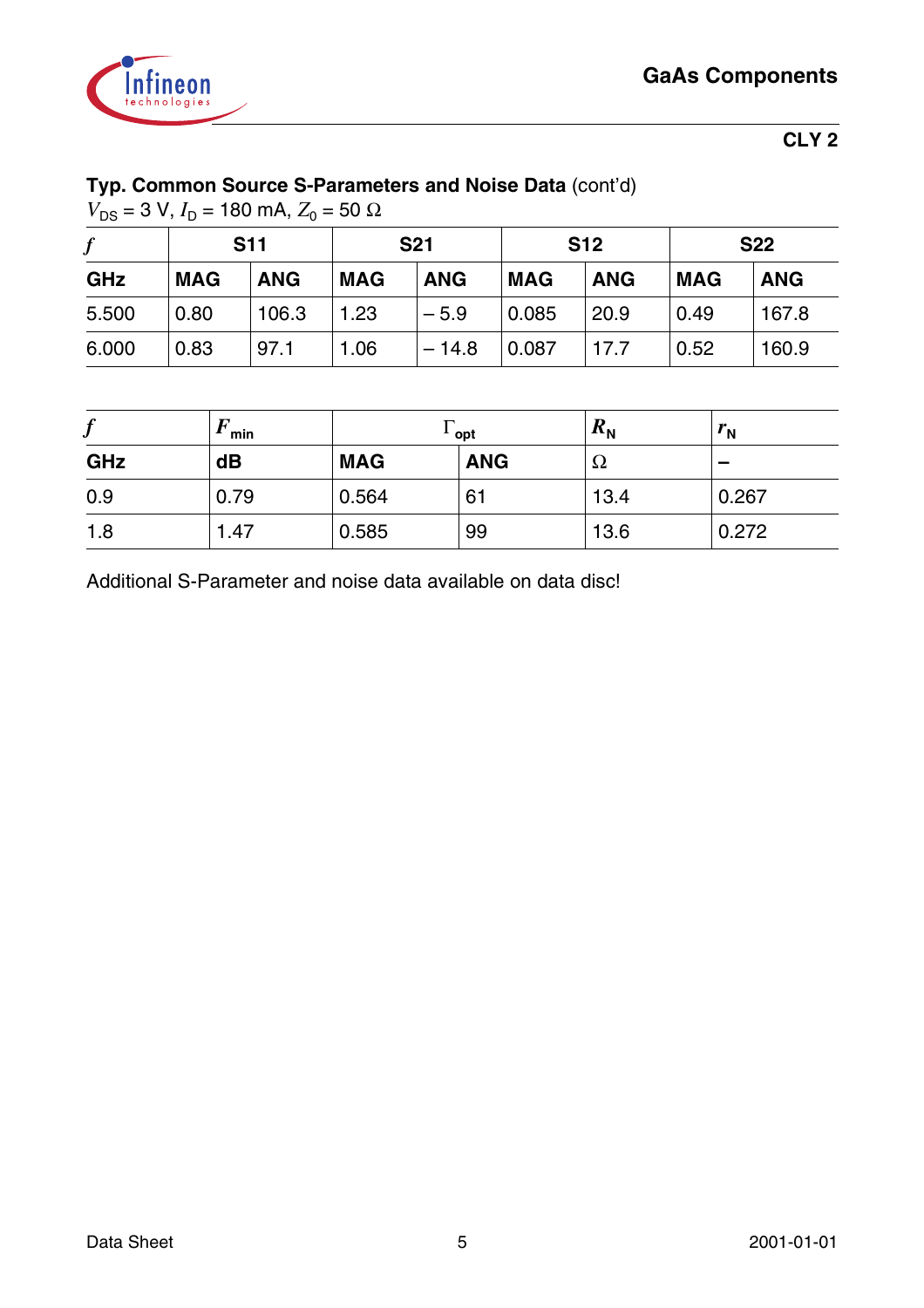## Typ. Common Source S-Parameters and Noise Data (cont'd)

$V_{DS}$ = 3 V, $I_D$ = 180 mA, $Z_0$ = 50 Ω

| $f$ | S11 | | S21 | | S12 | | S22 | |
|---|---|---|---|---|---|---|---|---|
| GHz | MAG | ANG | MAG | ANG | MAG | ANG | MAG | ANG |
| 5.500 | 0.80 | 106.3 | 1.23 | – 5.9 | 0.085 | 20.9 | 0.49 | 167.8 |
| 6.000 | 0.83 | 97.1 | 1.06 | – 14.8 | 0.087 | 17.7 | 0.52 | 160.9 |

| $f$ | $F_{min}$ | $\Gamma_{opt}$ | | $R_N$ | $r_N$ |
|---|---|---|---|---|---|
| GHz | dB | MAG | ANG | Ω | – |
| 0.9 | 0.79 | 0.564 | 61 | 13.4 | 0.267 |
| 1.8 | 1.47 | 0.585 | 99 | 13.6 | 0.272 |

Additional S-Parameter and noise data available on data disc!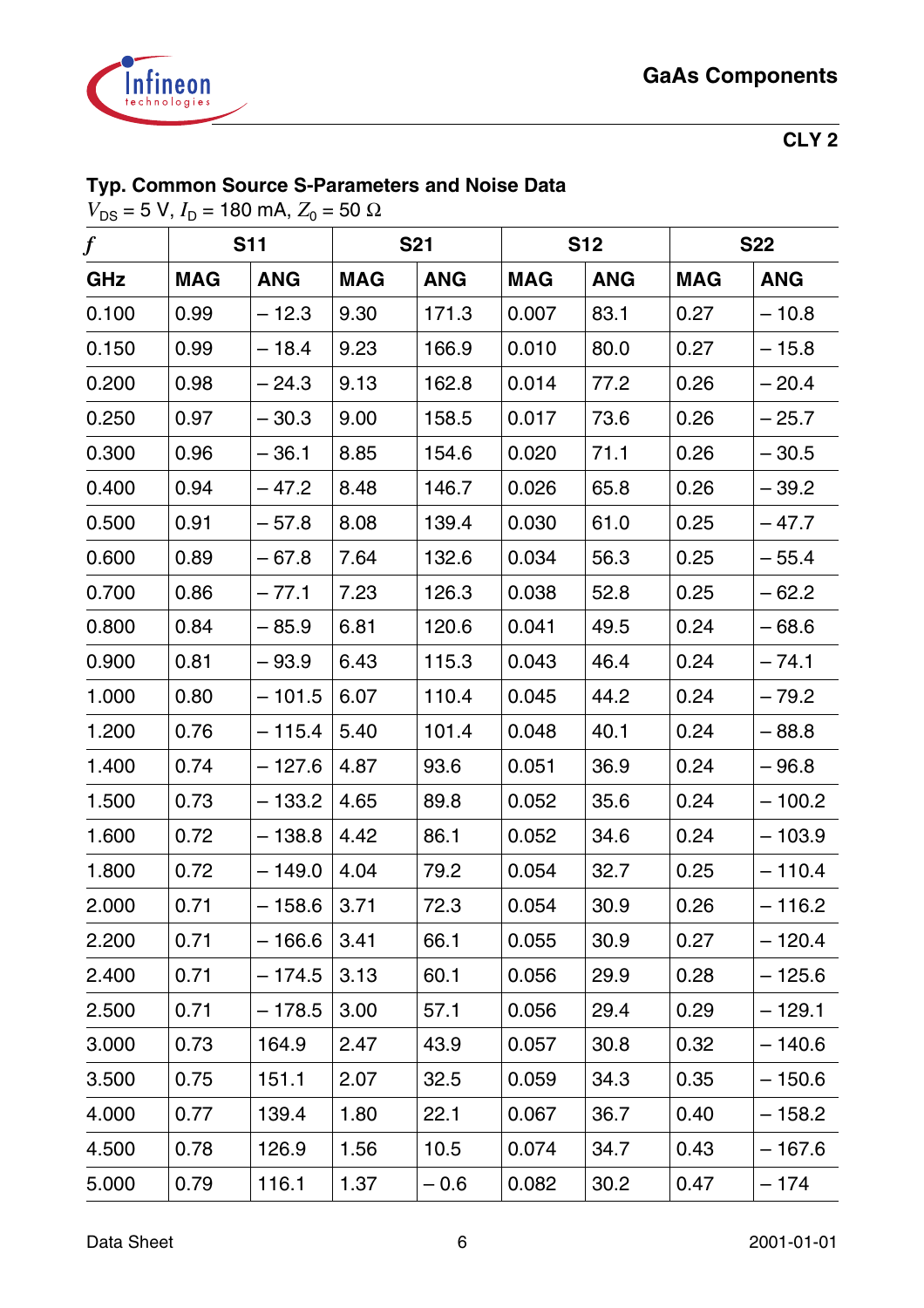### Typ. Common Source S-Parameters and Noise Data

$V_{DS}$ = 5 V, $I_D$ = 180 mA, $Z_0$ = 50 Ω

| $f$ | S11 | | S21 | | S12 | | S22 | |
|---|---|---|---|---|---|---|---|---|
| **GHz** | **MAG** | **ANG** | **MAG** | **ANG** | **MAG** | **ANG** | **MAG** | **ANG** |
| 0.100 | 0.99 | – 12.3 | 9.30 | 171.3 | 0.007 | 83.1 | 0.27 | – 10.8 |
| 0.150 | 0.99 | – 18.4 | 9.23 | 166.9 | 0.010 | 80.0 | 0.27 | – 15.8 |
| 0.200 | 0.98 | – 24.3 | 9.13 | 162.8 | 0.014 | 77.2 | 0.26 | – 20.4 |
| 0.250 | 0.97 | – 30.3 | 9.00 | 158.5 | 0.017 | 73.6 | 0.26 | – 25.7 |
| 0.300 | 0.96 | – 36.1 | 8.85 | 154.6 | 0.020 | 71.1 | 0.26 | – 30.5 |
| 0.400 | 0.94 | – 47.2 | 8.48 | 146.7 | 0.026 | 65.8 | 0.26 | – 39.2 |
| 0.500 | 0.91 | – 57.8 | 8.08 | 139.4 | 0.030 | 61.0 | 0.25 | – 47.7 |
| 0.600 | 0.89 | – 67.8 | 7.64 | 132.6 | 0.034 | 56.3 | 0.25 | – 55.4 |
| 0.700 | 0.86 | – 77.1 | 7.23 | 126.3 | 0.038 | 52.8 | 0.25 | – 62.2 |
| 0.800 | 0.84 | – 85.9 | 6.81 | 120.6 | 0.041 | 49.5 | 0.24 | – 68.6 |
| 0.900 | 0.81 | – 93.9 | 6.43 | 115.3 | 0.043 | 46.4 | 0.24 | – 74.1 |
| 1.000 | 0.80 | – 101.5 | 6.07 | 110.4 | 0.045 | 44.2 | 0.24 | – 79.2 |
| 1.200 | 0.76 | – 115.4 | 5.40 | 101.4 | 0.048 | 40.1 | 0.24 | – 88.8 |
| 1.400 | 0.74 | – 127.6 | 4.87 | 93.6 | 0.051 | 36.9 | 0.24 | – 96.8 |
| 1.500 | 0.73 | – 133.2 | 4.65 | 89.8 | 0.052 | 35.6 | 0.24 | – 100.2 |
| 1.600 | 0.72 | – 138.8 | 4.42 | 86.1 | 0.052 | 34.6 | 0.24 | – 103.9 |
| 1.800 | 0.72 | – 149.0 | 4.04 | 79.2 | 0.054 | 32.7 | 0.25 | – 110.4 |
| 2.000 | 0.71 | – 158.6 | 3.71 | 72.3 | 0.054 | 30.9 | 0.26 | – 116.2 |
| 2.200 | 0.71 | – 166.6 | 3.41 | 66.1 | 0.055 | 30.9 | 0.27 | – 120.4 |
| 2.400 | 0.71 | – 174.5 | 3.13 | 60.1 | 0.056 | 29.9 | 0.28 | – 125.6 |
| 2.500 | 0.71 | – 178.5 | 3.00 | 57.1 | 0.056 | 29.4 | 0.29 | – 129.1 |
| 3.000 | 0.73 | 164.9 | 2.47 | 43.9 | 0.057 | 30.8 | 0.32 | – 140.6 |
| 3.500 | 0.75 | 151.1 | 2.07 | 32.5 | 0.059 | 34.3 | 0.35 | – 150.6 |
| 4.000 | 0.77 | 139.4 | 1.80 | 22.1 | 0.067 | 36.7 | 0.40 | – 158.2 |
| 4.500 | 0.78 | 126.9 | 1.56 | 10.5 | 0.074 | 34.7 | 0.43 | – 167.6 |
| 5.000 | 0.79 | 116.1 | 1.37 | – 0.6 | 0.082 | 30.2 | 0.47 | – 174 |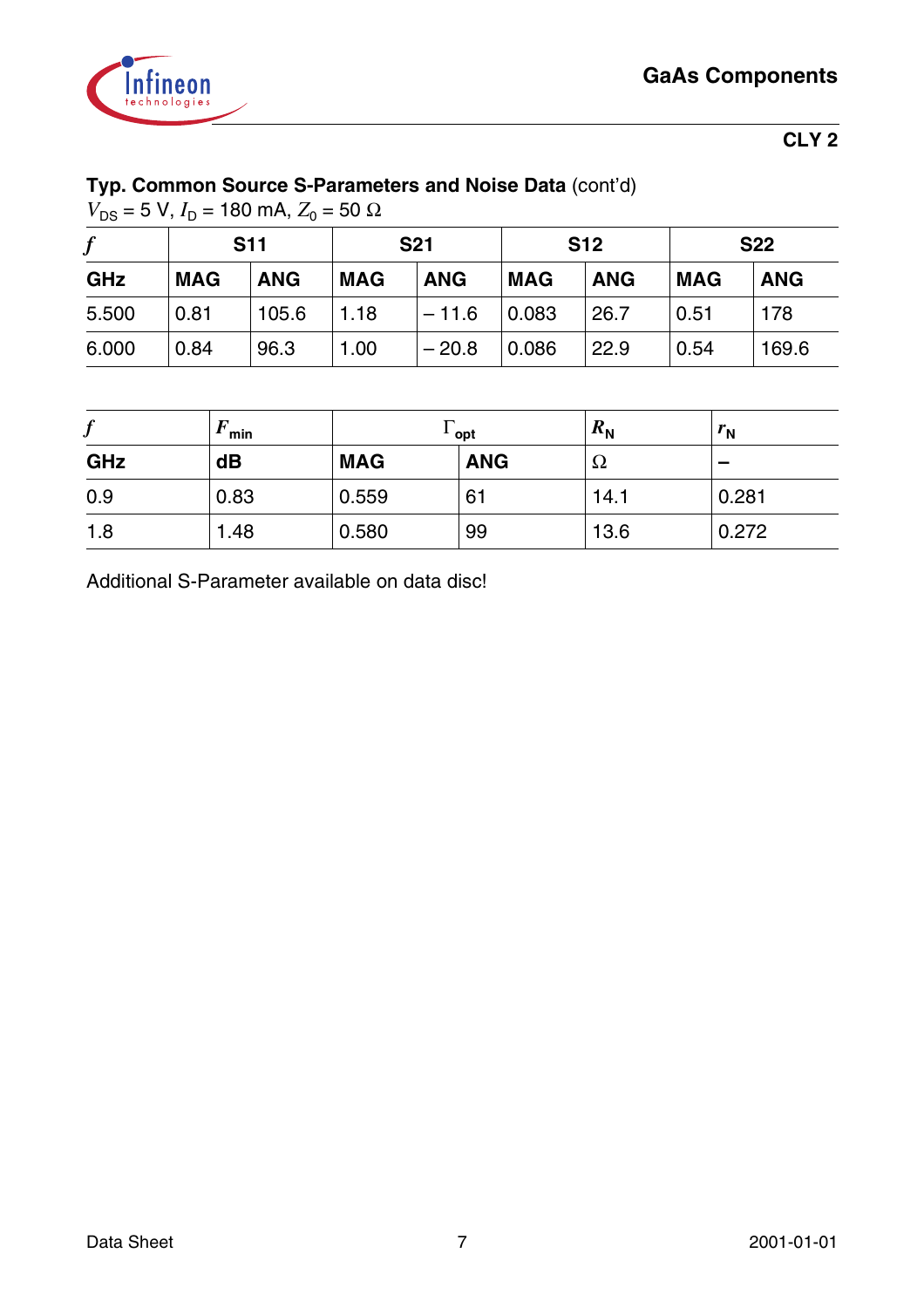### Typ. Common Source S-Parameters and Noise Data (cont'd)

$V_{DS}$ = 5 V, $I_D$ = 180 mA, $Z_0$ = 50 Ω

| $f$ | S11 | | S21 | | S12 | | S22 | |
|---|---|---|---|---|---|---|---|---|
| **GHz** | **MAG** | **ANG** | **MAG** | **ANG** | **MAG** | **ANG** | **MAG** | **ANG** |
| 5.500 | 0.81 | 105.6 | 1.18 | – 11.6 | 0.083 | 26.7 | 0.51 | 178 |
| 6.000 | 0.84 | 96.3 | 1.00 | – 20.8 | 0.086 | 22.9 | 0.54 | 169.6 |

| $f$ | $F_{min}$ | $\Gamma_{opt}$ | | $R_N$ | $r_N$ |
|---|---|---|---|---|---|
| **GHz** | **dB** | **MAG** | **ANG** | Ω | – |
| 0.9 | 0.83 | 0.559 | 61 | 14.1 | 0.281 |
| 1.8 | 1.48 | 0.580 | 99 | 13.6 | 0.272 |

Additional S-Parameter available on data disc!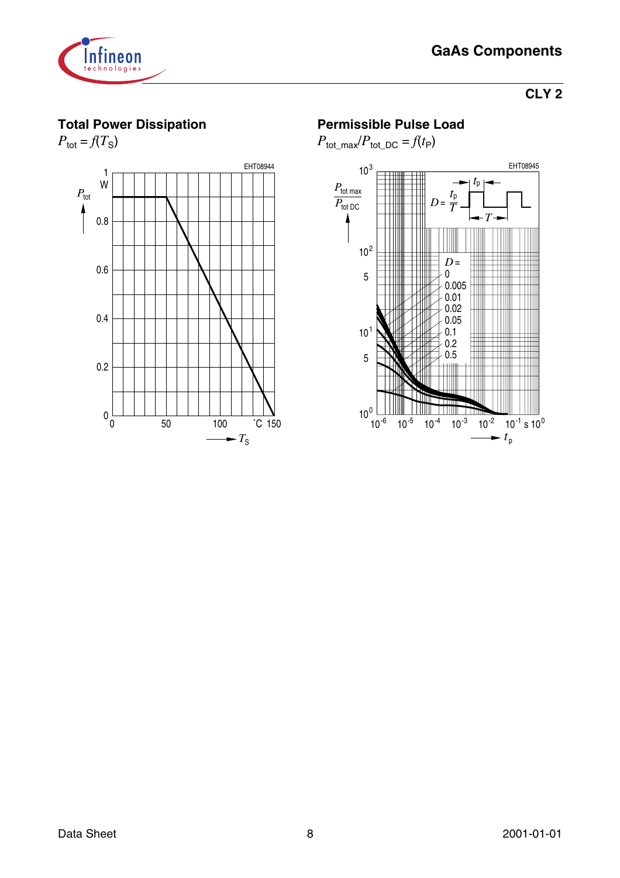## Total Power Dissipation

$P_{tot} = f(T_S)$

EHT08944

## Permissible Pulse Load

$P_{tot\_max}/P_{tot\_DC} = f(t_P)$

EHT08945

$D = \frac{t_p}{T}$

$D =$ 0, 0.005, 0.01, 0.02, 0.05, 0.1, 0.2, 0.5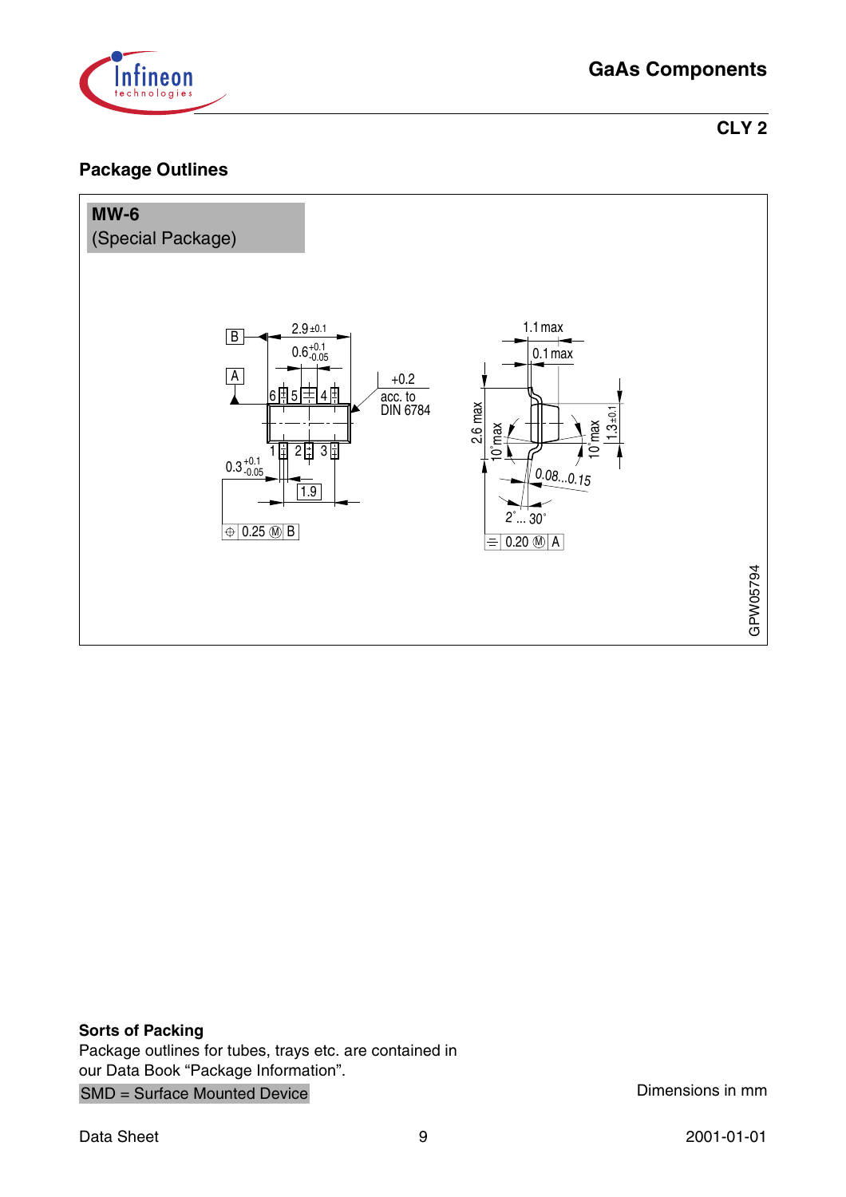## Package Outlines

**MW-6**
(Special Package)

2.9 ±0.1
0.6 +0.1 -0.05
B
A
6 5 4
1 2 3
+0.2
acc. to
DIN 6784
0.3 +0.1 -0.05
1.9
0.25 M B

1.1 max
0.1 max
2.6 max
10˚max
10˚max
1.3 ±0.1
0.08...0.15
2˚... 30˚
0.20 M A

GPW05794

**Sorts of Packing**
Package outlines for tubes, trays etc. are contained in our Data Book "Package Information".

SMD = Surface Mounted Device

Dimensions in mm